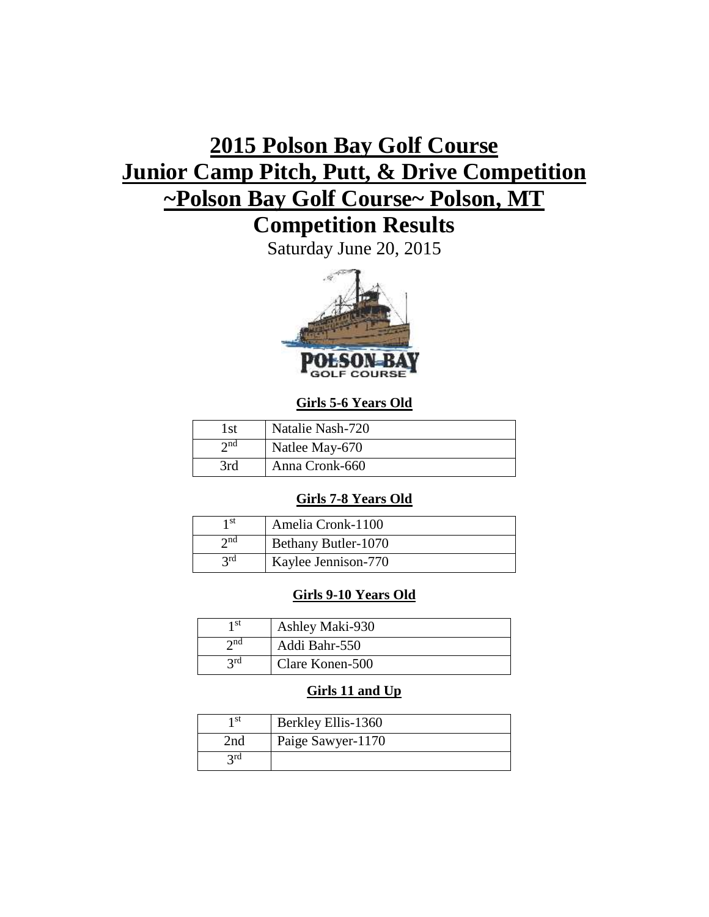# 2015 Polson Bay Golf Course
# Junior Camp Pitch, Putt, & Drive Competition
# ~Polson Bay Golf Course~ Polson, MT
# Competition Results

Saturday June 20, 2015

### Girls 5-6 Years Old

| | |
|---|---|
| 1st | Natalie Nash-720 |
| 2nd | Natlee May-670 |
| 3rd | Anna Cronk-660 |

### Girls 7-8 Years Old

| | |
|---|---|
| 1st | Amelia Cronk-1100 |
| 2nd | Bethany Butler-1070 |
| 3rd | Kaylee Jennison-770 |

### Girls 9-10 Years Old

| | |
|---|---|
| 1st | Ashley Maki-930 |
| 2nd | Addi Bahr-550 |
| 3rd | Clare Konen-500 |

### Girls 11 and Up

| | |
|---|---|
| 1st | Berkley Ellis-1360 |
| 2nd | Paige Sawyer-1170 |
| 3rd | |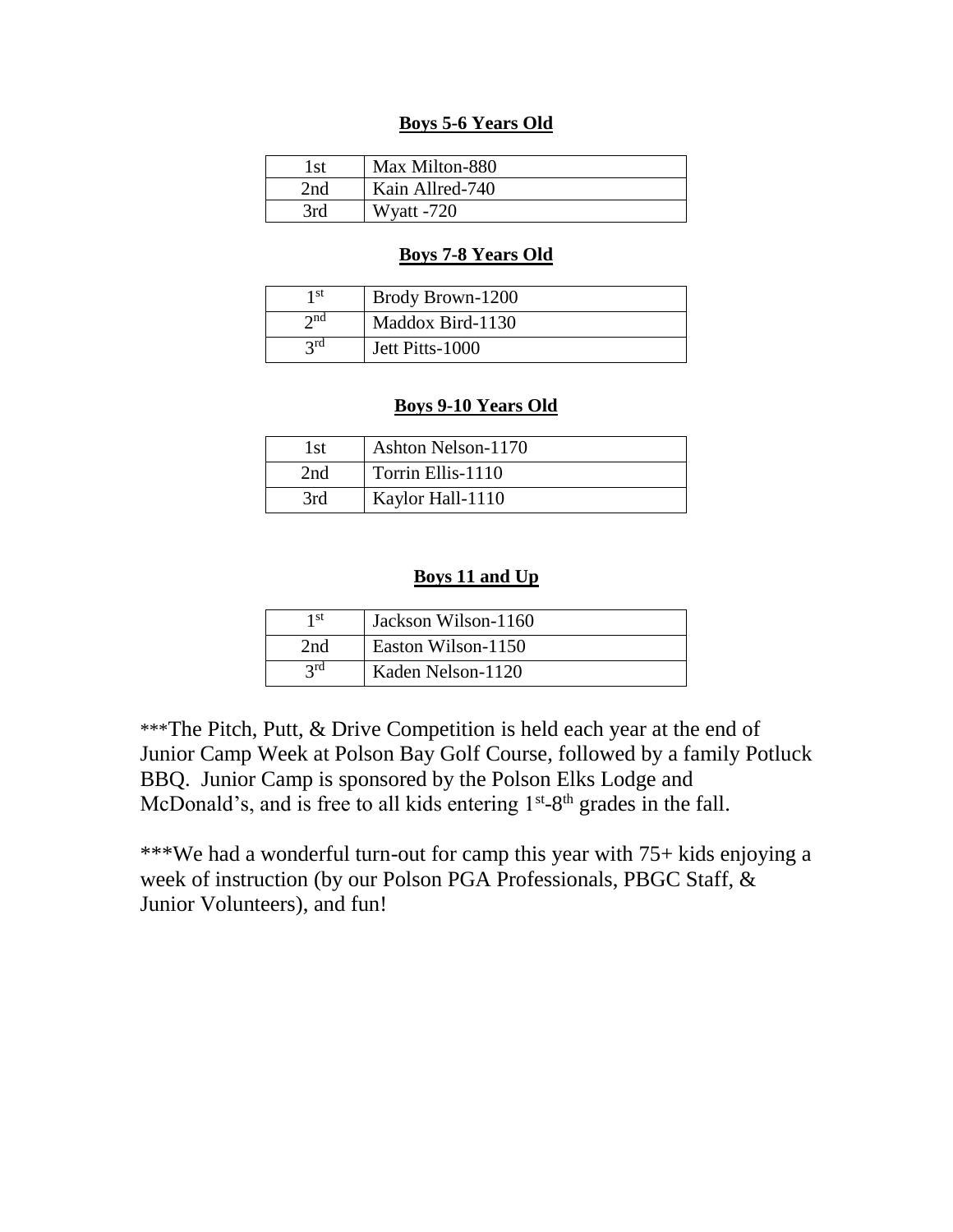**Boys 5-6 Years Old**

| | |
|---|---|
| 1st | Max Milton-880 |
| 2nd | Kain Allred-740 |
| 3rd | Wyatt -720 |

**Boys 7-8 Years Old**

| | |
|---|---|
| 1st | Brody Brown-1200 |
| 2nd | Maddox Bird-1130 |
| 3rd | Jett Pitts-1000 |

**Boys 9-10 Years Old**

| | |
|---|---|
| 1st | Ashton Nelson-1170 |
| 2nd | Torrin Ellis-1110 |
| 3rd | Kaylor Hall-1110 |

**Boys 11 and Up**

| | |
|---|---|
| 1st | Jackson Wilson-1160 |
| 2nd | Easton Wilson-1150 |
| 3rd | Kaden Nelson-1120 |

***The Pitch, Putt, & Drive Competition is held each year at the end of Junior Camp Week at Polson Bay Golf Course, followed by a family Potluck BBQ. Junior Camp is sponsored by the Polson Elks Lodge and McDonald's, and is free to all kids entering 1st-8th grades in the fall.

***We had a wonderful turn-out for camp this year with 75+ kids enjoying a week of instruction (by our Polson PGA Professionals, PBGC Staff, & Junior Volunteers), and fun!